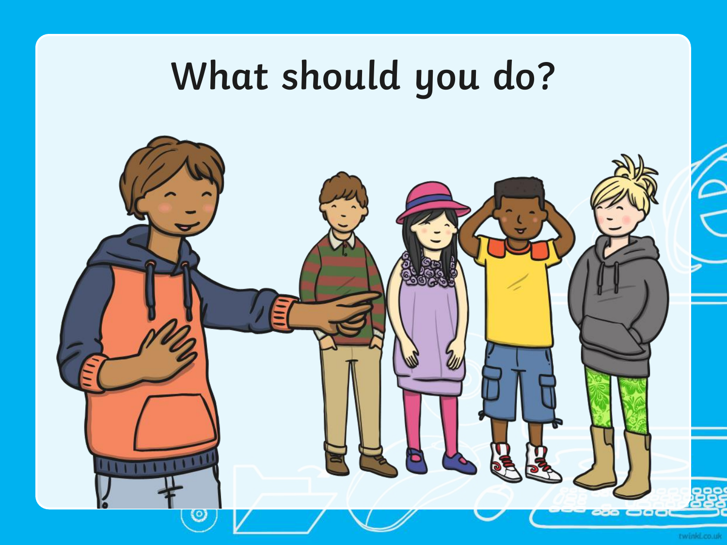# What should you do?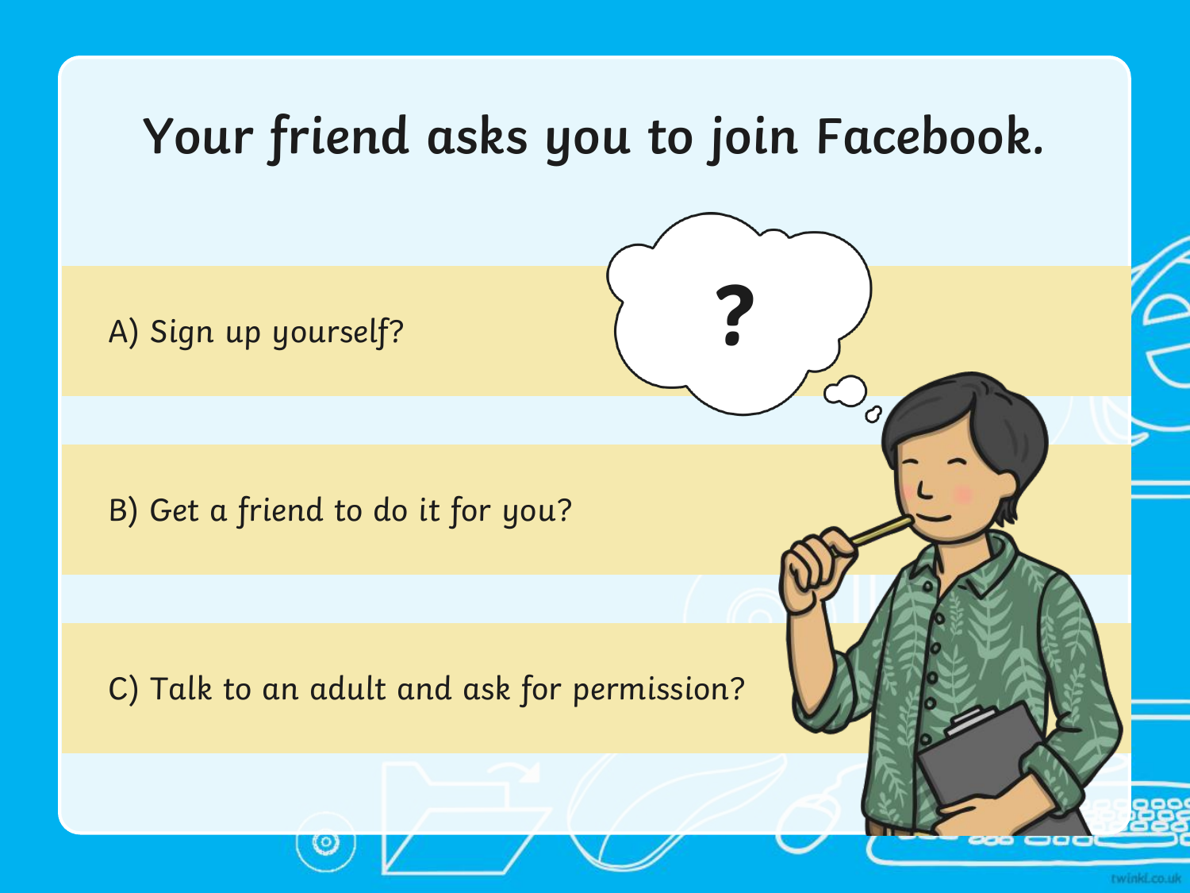# Your friend asks you to join Facebook.

A) Sign up yourself?

B) Get a friend to do it for you?

C) Talk to an adult and ask for permission?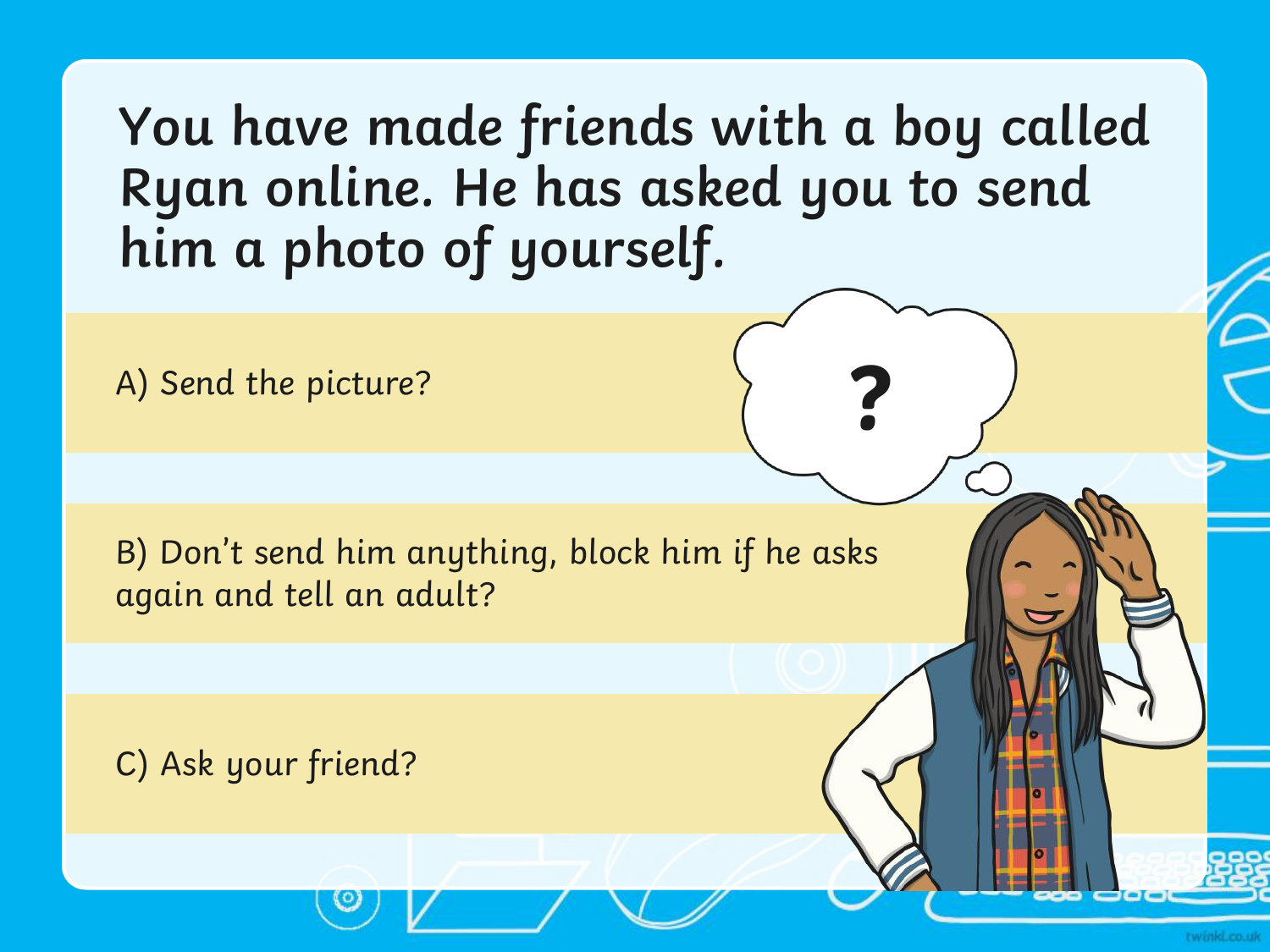# You have made friends with a boy called Ryan online. He has asked you to send him a photo of yourself.

A) Send the picture?

B) Don't send him anything, block him if he asks again and tell an adult?

C) Ask your friend?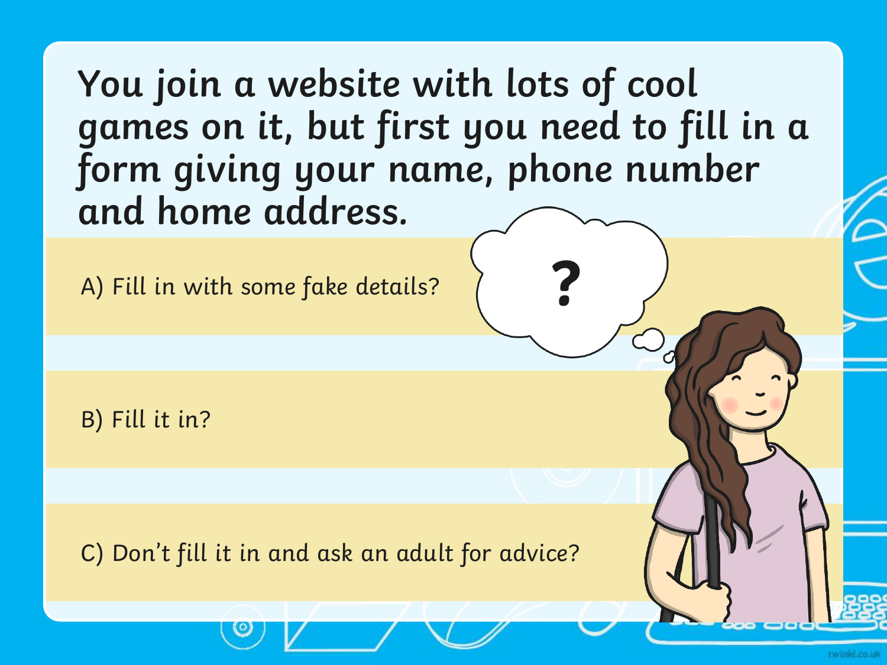## You join a website with lots of cool games on it, but first you need to fill in a form giving your name, phone number and home address.

A) Fill in with some fake details?

B) Fill it in?

C) Don't fill it in and ask an adult for advice?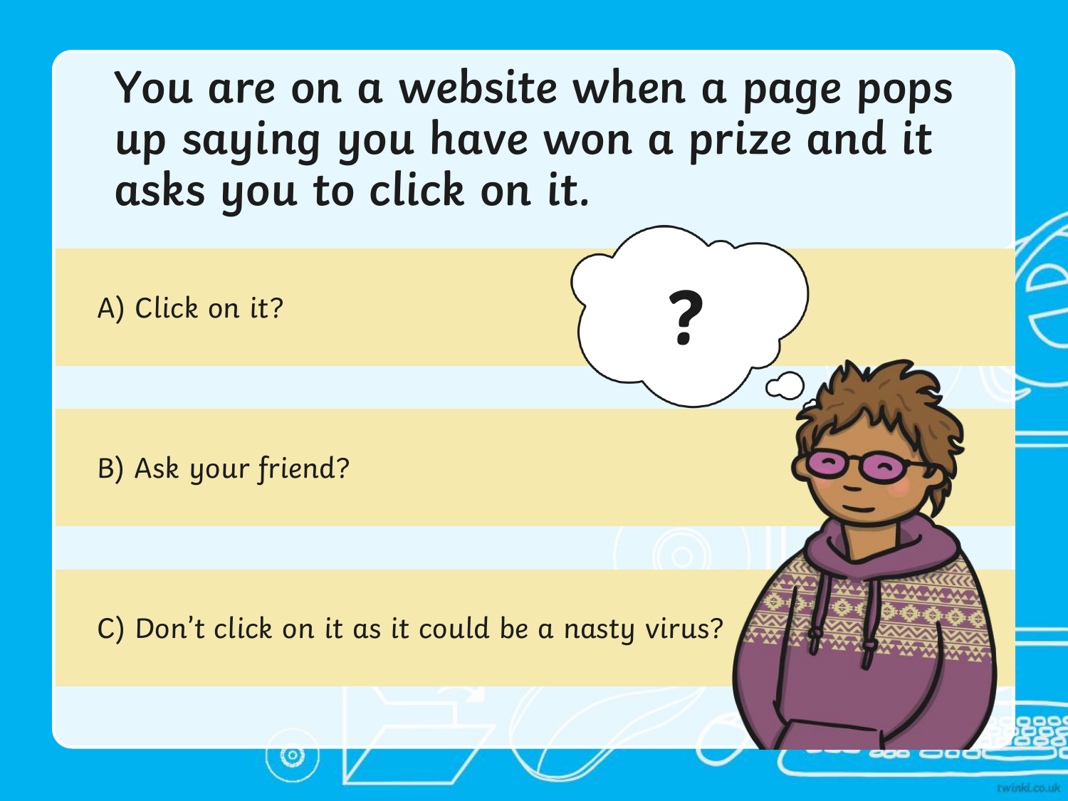# You are on a website when a page pops up saying you have won a prize and it asks you to click on it.

A) Click on it?

B) Ask your friend?

C) Don't click on it as it could be a nasty virus?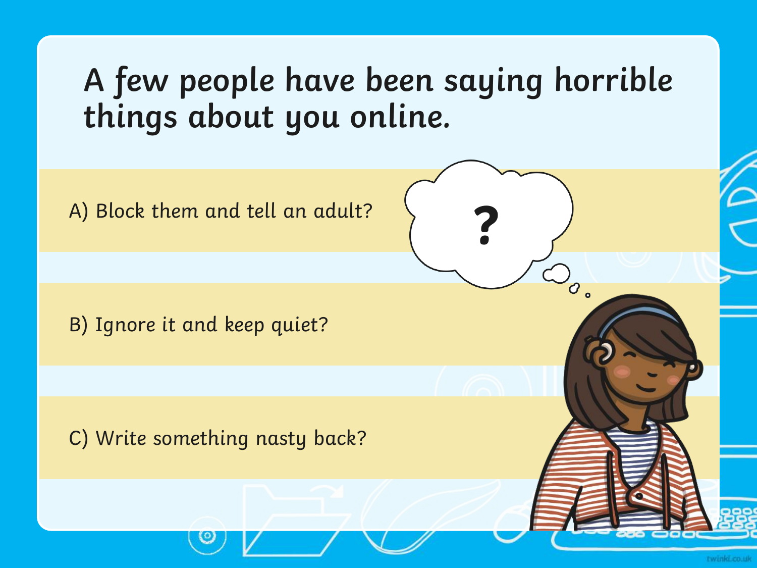# A few people have been saying horrible things about you online.

A) Block them and tell an adult?

B) Ignore it and keep quiet?

C) Write something nasty back?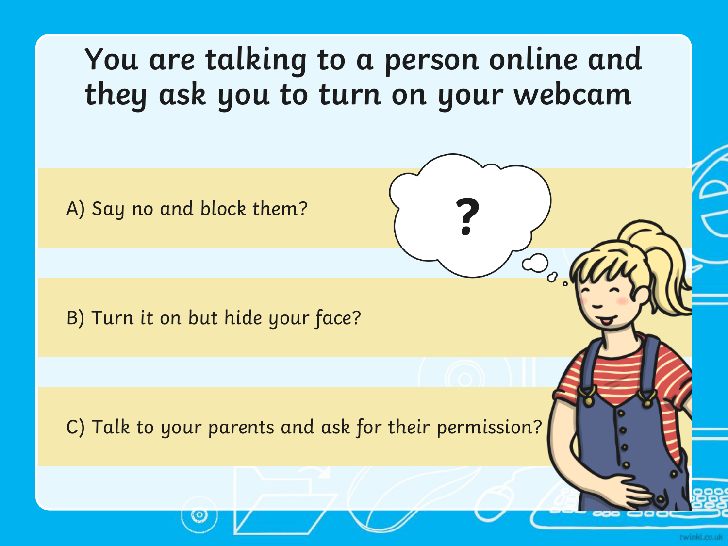# You are talking to a person online and they ask you to turn on your webcam

A) Say no and block them?

B) Turn it on but hide your face?

C) Talk to your parents and ask for their permission?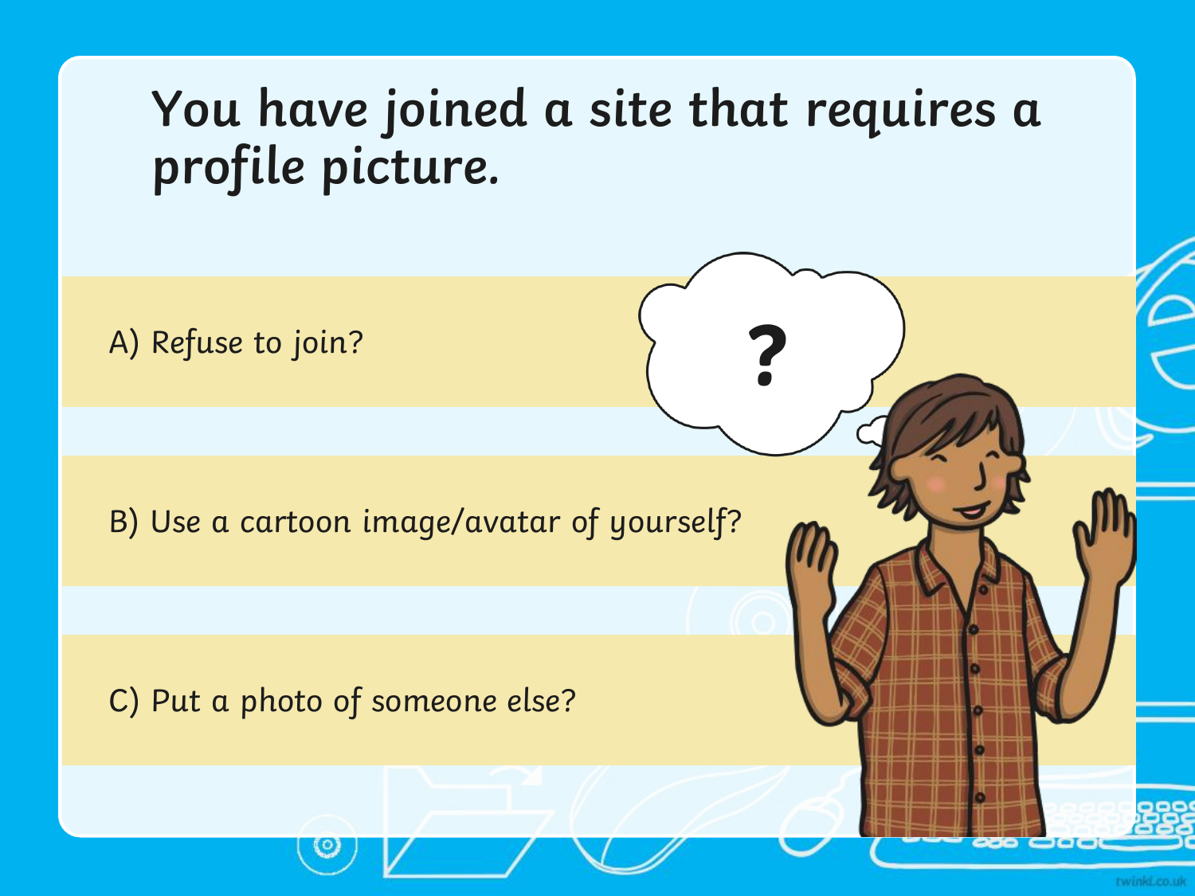# You have joined a site that requires a profile picture.

A) Refuse to join?

B) Use a cartoon image/avatar of yourself?

C) Put a photo of someone else?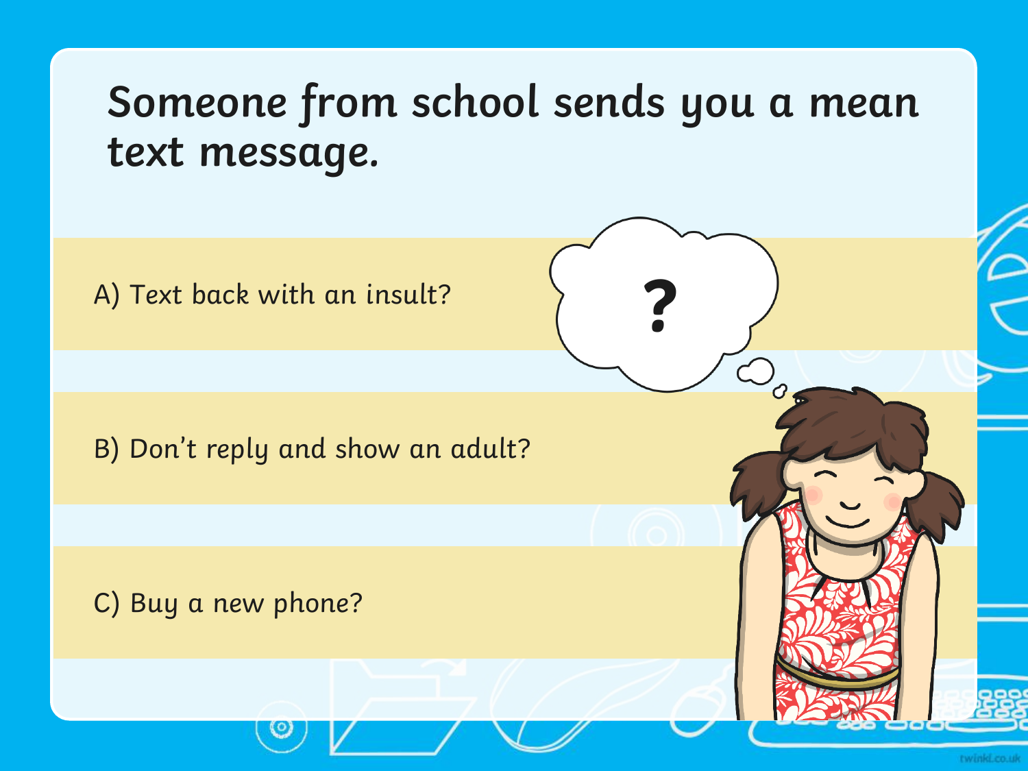# Someone from school sends you a mean text message.

A) Text back with an insult?

B) Don't reply and show an adult?

C) Buy a new phone?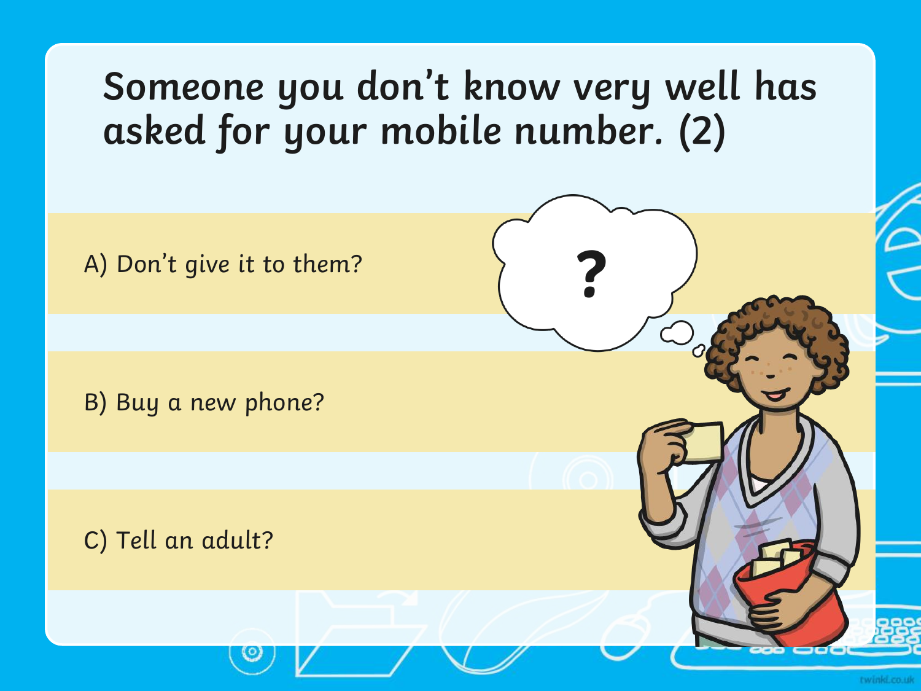# Someone you don't know very well has asked for your mobile number. (2)

A) Don't give it to them?

B) Buy a new phone?

C) Tell an adult?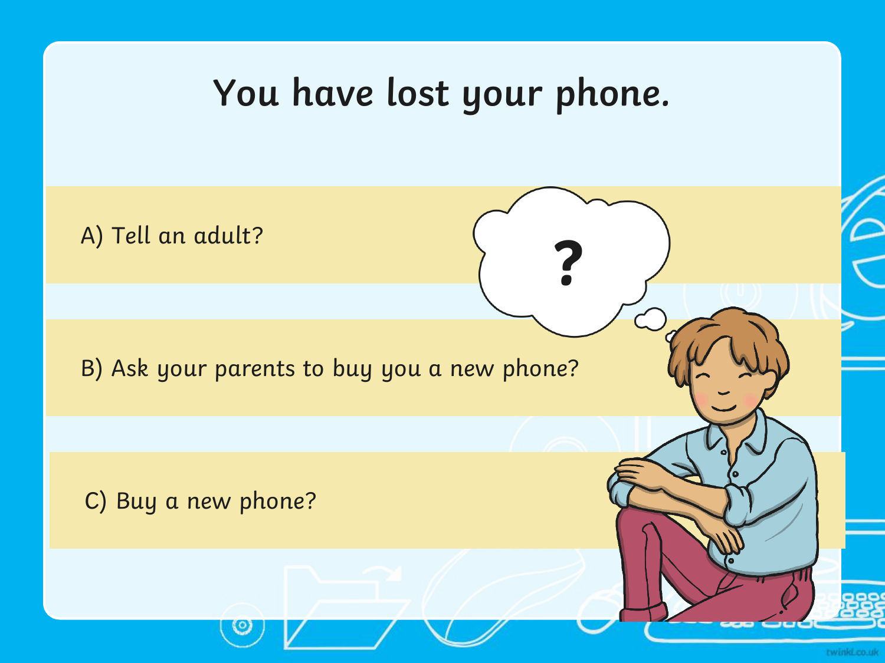# You have lost your phone.

A) Tell an adult?

B) Ask your parents to buy you a new phone?

C) Buy a new phone?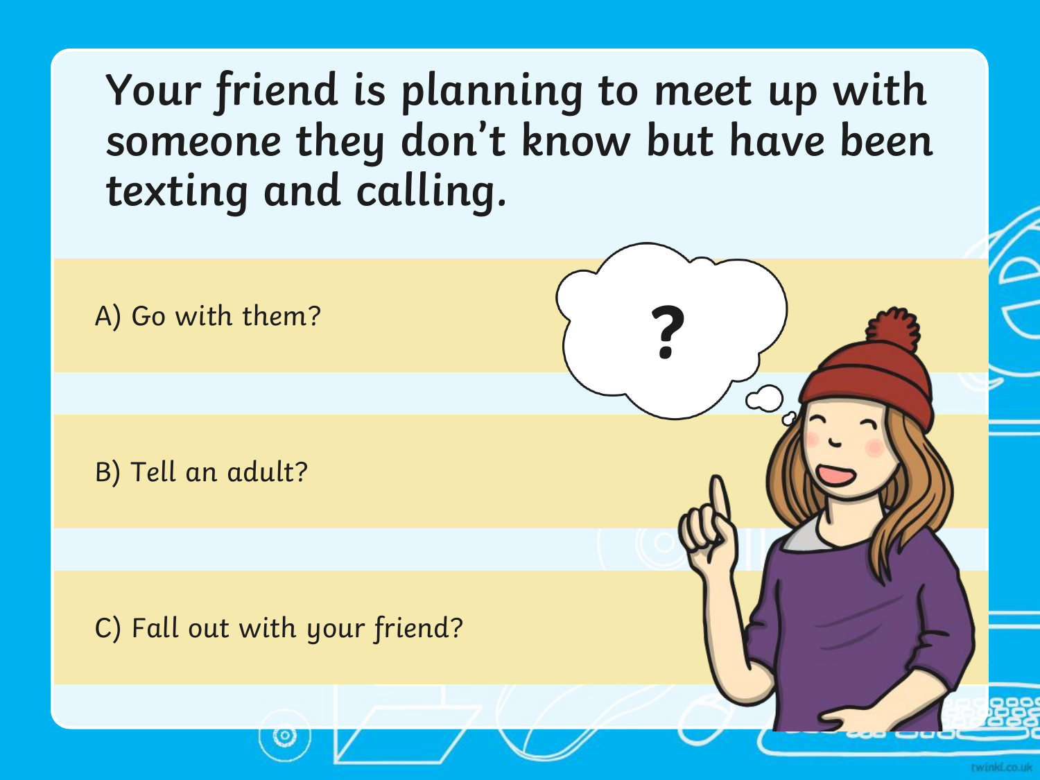# Your friend is planning to meet up with someone they don't know but have been texting and calling.

A) Go with them?

B) Tell an adult?

C) Fall out with your friend?